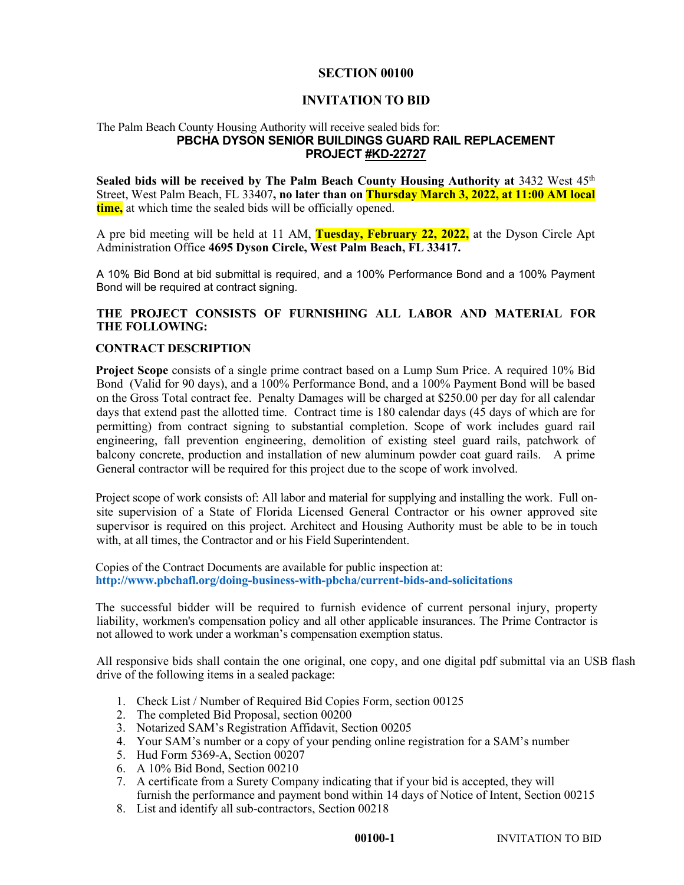# SECTION 00100

# INVITATION TO BID

The Palm Beach County Housing Authority will receive sealed bids for:

**PBCHA DYSON SENIOR BUILDINGS GUARD RAIL REPLACEMENT**
**PROJECT #KD-22727**

**Sealed bids will be received by The Palm Beach County Housing Authority at** 3432 West 45th Street, West Palm Beach, FL 33407**, no later than on Thursday March 3, 2022, at 11:00 AM local time,** at which time the sealed bids will be officially opened.

A pre bid meeting will be held at 11 AM, **Tuesday, February 22, 2022,** at the Dyson Circle Apt Administration Office **4695 Dyson Circle, West Palm Beach, FL 33417.**

A 10% Bid Bond at bid submittal is required, and a 100% Performance Bond and a 100% Payment Bond will be required at contract signing.

**THE PROJECT CONSISTS OF FURNISHING ALL LABOR AND MATERIAL FOR THE FOLLOWING:**

**CONTRACT DESCRIPTION**

**Project Scope** consists of a single prime contract based on a Lump Sum Price. A required 10% Bid Bond (Valid for 90 days), and a 100% Performance Bond, and a 100% Payment Bond will be based on the Gross Total contract fee. Penalty Damages will be charged at $250.00 per day for all calendar days that extend past the allotted time. Contract time is 180 calendar days (45 days of which are for permitting) from contract signing to substantial completion. Scope of work includes guard rail engineering, fall prevention engineering, demolition of existing steel guard rails, patchwork of balcony concrete, production and installation of new aluminum powder coat guard rails. A prime General contractor will be required for this project due to the scope of work involved.

Project scope of work consists of: All labor and material for supplying and installing the work. Full on-site supervision of a State of Florida Licensed General Contractor or his owner approved site supervisor is required on this project. Architect and Housing Authority must be able to be in touch with, at all times, the Contractor and or his Field Superintendent.

Copies of the Contract Documents are available for public inspection at:
**http://www.pbchafl.org/doing-business-with-pbcha/current-bids-and-solicitations**

The successful bidder will be required to furnish evidence of current personal injury, property liability, workmen's compensation policy and all other applicable insurances. The Prime Contractor is not allowed to work under a workman's compensation exemption status.

All responsive bids shall contain the one original, one copy, and one digital pdf submittal via an USB flash drive of the following items in a sealed package:

1. Check List / Number of Required Bid Copies Form, section 00125
2. The completed Bid Proposal, section 00200
3. Notarized SAM's Registration Affidavit, Section 00205
4. Your SAM's number or a copy of your pending online registration for a SAM's number
5. Hud Form 5369-A, Section 00207
6. A 10% Bid Bond, Section 00210
7. A certificate from a Surety Company indicating that if your bid is accepted, they will furnish the performance and payment bond within 14 days of Notice of Intent, Section 00215
8. List and identify all sub-contractors, Section 00218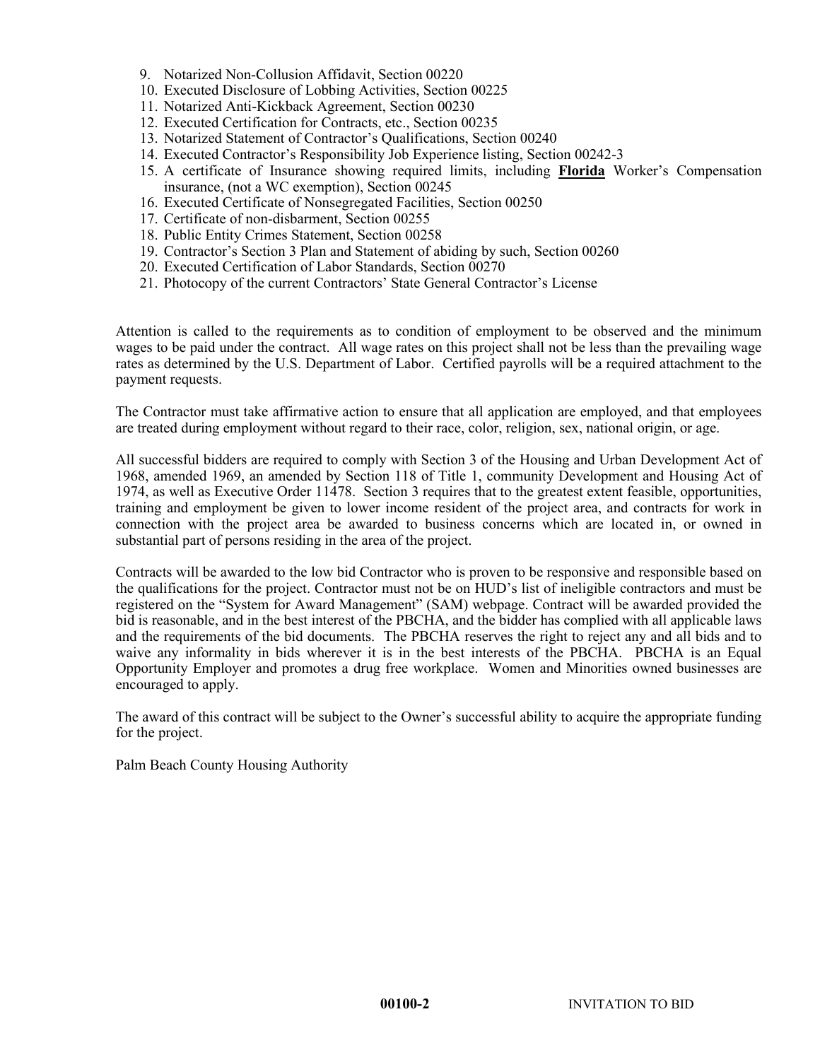9. Notarized Non-Collusion Affidavit, Section 00220
10. Executed Disclosure of Lobbing Activities, Section 00225
11. Notarized Anti-Kickback Agreement, Section 00230
12. Executed Certification for Contracts, etc., Section 00235
13. Notarized Statement of Contractor's Qualifications, Section 00240
14. Executed Contractor's Responsibility Job Experience listing, Section 00242-3
15. A certificate of Insurance showing required limits, including **Florida** Worker's Compensation insurance, (not a WC exemption), Section 00245
16. Executed Certificate of Nonsegregated Facilities, Section 00250
17. Certificate of non-disbarment, Section 00255
18. Public Entity Crimes Statement, Section 00258
19. Contractor's Section 3 Plan and Statement of abiding by such, Section 00260
20. Executed Certification of Labor Standards, Section 00270
21. Photocopy of the current Contractors' State General Contractor's License

Attention is called to the requirements as to condition of employment to be observed and the minimum wages to be paid under the contract. All wage rates on this project shall not be less than the prevailing wage rates as determined by the U.S. Department of Labor. Certified payrolls will be a required attachment to the payment requests.

The Contractor must take affirmative action to ensure that all application are employed, and that employees are treated during employment without regard to their race, color, religion, sex, national origin, or age.

All successful bidders are required to comply with Section 3 of the Housing and Urban Development Act of 1968, amended 1969, an amended by Section 118 of Title 1, community Development and Housing Act of 1974, as well as Executive Order 11478. Section 3 requires that to the greatest extent feasible, opportunities, training and employment be given to lower income resident of the project area, and contracts for work in connection with the project area be awarded to business concerns which are located in, or owned in substantial part of persons residing in the area of the project.

Contracts will be awarded to the low bid Contractor who is proven to be responsive and responsible based on the qualifications for the project. Contractor must not be on HUD's list of ineligible contractors and must be registered on the "System for Award Management" (SAM) webpage. Contract will be awarded provided the bid is reasonable, and in the best interest of the PBCHA, and the bidder has complied with all applicable laws and the requirements of the bid documents. The PBCHA reserves the right to reject any and all bids and to waive any informality in bids wherever it is in the best interests of the PBCHA. PBCHA is an Equal Opportunity Employer and promotes a drug free workplace. Women and Minorities owned businesses are encouraged to apply.

The award of this contract will be subject to the Owner's successful ability to acquire the appropriate funding for the project.

Palm Beach County Housing Authority